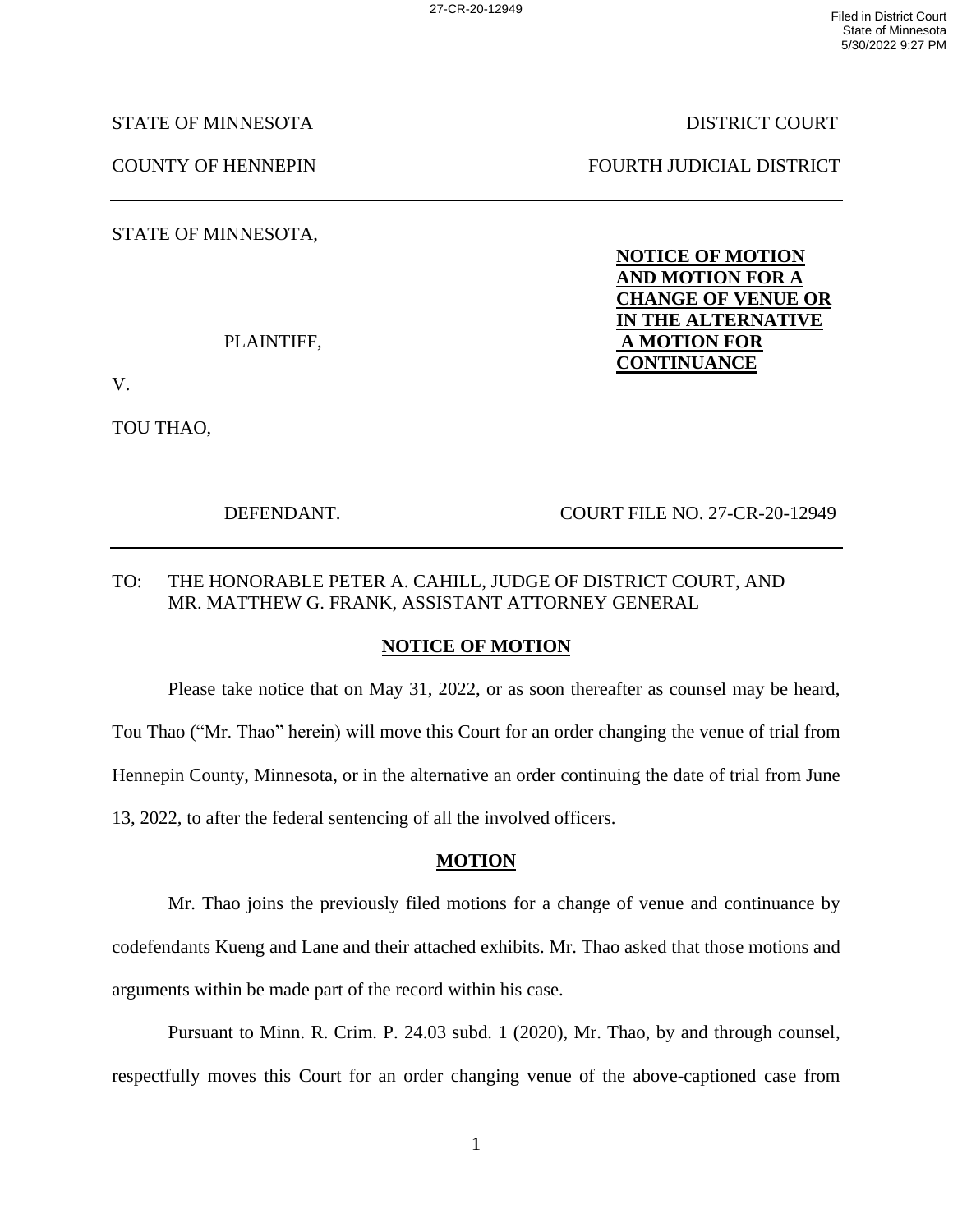27-CR-20-12949

Filed in District Court
State of Minnesota
5/30/2022 9:27 PM

STATE OF MINNESOTA DISTRICT COURT

COUNTY OF HENNEPIN FOURTH JUDICIAL DISTRICT

---

STATE OF MINNESOTA,

PLAINTIFF,

V.

TOU THAO,

DEFENDANT.

**NOTICE OF MOTION AND MOTION FOR A CHANGE OF VENUE OR IN THE ALTERNATIVE A MOTION FOR CONTINUANCE**

COURT FILE NO. 27-CR-20-12949

---

TO: THE HONORABLE PETER A. CAHILL, JUDGE OF DISTRICT COURT, AND MR. MATTHEW G. FRANK, ASSISTANT ATTORNEY GENERAL

## NOTICE OF MOTION

Please take notice that on May 31, 2022, or as soon thereafter as counsel may be heard, Tou Thao ("Mr. Thao" herein) will move this Court for an order changing the venue of trial from Hennepin County, Minnesota, or in the alternative an order continuing the date of trial from June 13, 2022, to after the federal sentencing of all the involved officers.

## MOTION

Mr. Thao joins the previously filed motions for a change of venue and continuance by codefendants Kueng and Lane and their attached exhibits. Mr. Thao asked that those motions and arguments within be made part of the record within his case.

Pursuant to Minn. R. Crim. P. 24.03 subd. 1 (2020), Mr. Thao, by and through counsel, respectfully moves this Court for an order changing venue of the above-captioned case from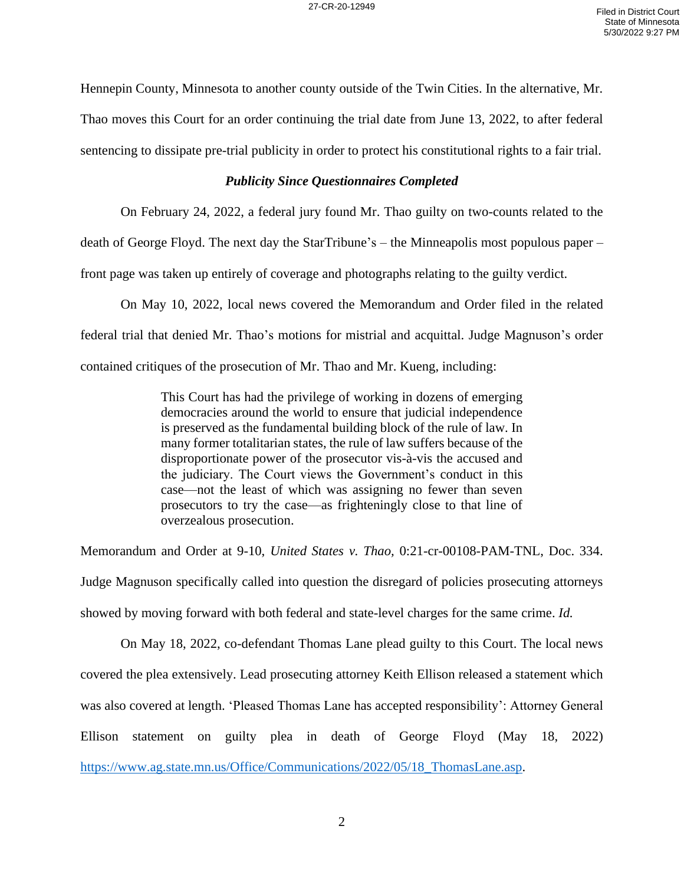Hennepin County, Minnesota to another county outside of the Twin Cities. In the alternative, Mr. Thao moves this Court for an order continuing the trial date from June 13, 2022, to after federal sentencing to dissipate pre-trial publicity in order to protect his constitutional rights to a fair trial.

***Publicity Since Questionnaires Completed***

On February 24, 2022, a federal jury found Mr. Thao guilty on two-counts related to the death of George Floyd. The next day the StarTribune's – the Minneapolis most populous paper – front page was taken up entirely of coverage and photographs relating to the guilty verdict.

On May 10, 2022, local news covered the Memorandum and Order filed in the related federal trial that denied Mr. Thao's motions for mistrial and acquittal. Judge Magnuson's order contained critiques of the prosecution of Mr. Thao and Mr. Kueng, including:

> This Court has had the privilege of working in dozens of emerging democracies around the world to ensure that judicial independence is preserved as the fundamental building block of the rule of law. In many former totalitarian states, the rule of law suffers because of the disproportionate power of the prosecutor vis-à-vis the accused and the judiciary. The Court views the Government's conduct in this case—not the least of which was assigning no fewer than seven prosecutors to try the case—as frighteningly close to that line of overzealous prosecution.

Memorandum and Order at 9-10, *United States v. Thao,* 0:21-cr-00108-PAM-TNL, Doc. 334. Judge Magnuson specifically called into question the disregard of policies prosecuting attorneys showed by moving forward with both federal and state-level charges for the same crime. *Id.*

On May 18, 2022, co-defendant Thomas Lane plead guilty to this Court. The local news covered the plea extensively. Lead prosecuting attorney Keith Ellison released a statement which was also covered at length. 'Pleased Thomas Lane has accepted responsibility': Attorney General Ellison statement on guilty plea in death of George Floyd (May 18, 2022) https://www.ag.state.mn.us/Office/Communications/2022/05/18_ThomasLane.asp.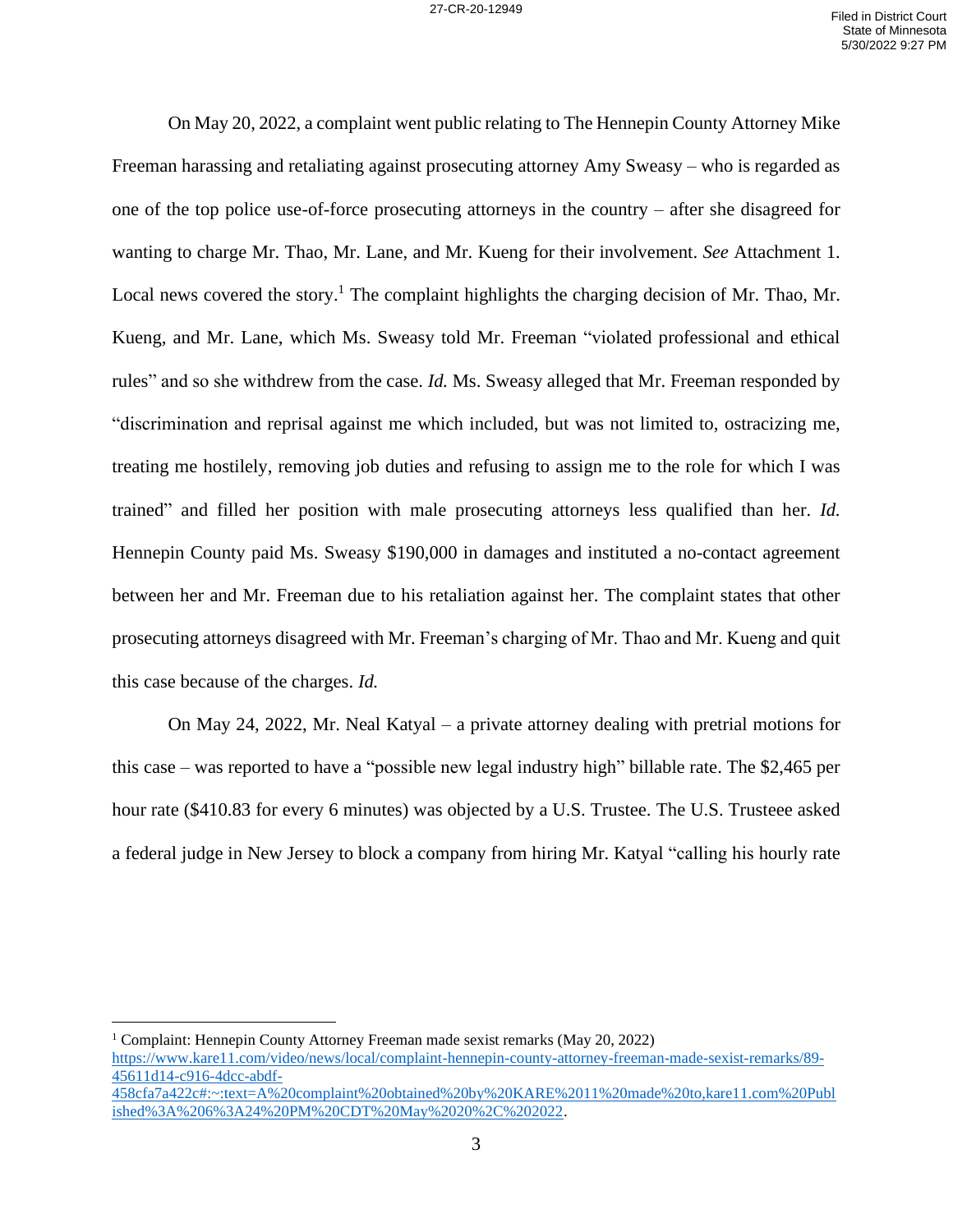On May 20, 2022, a complaint went public relating to The Hennepin County Attorney Mike Freeman harassing and retaliating against prosecuting attorney Amy Sweasy – who is regarded as one of the top police use-of-force prosecuting attorneys in the country – after she disagreed for wanting to charge Mr. Thao, Mr. Lane, and Mr. Kueng for their involvement. *See* Attachment 1. Local news covered the story.[1] The complaint highlights the charging decision of Mr. Thao, Mr. Kueng, and Mr. Lane, which Ms. Sweasy told Mr. Freeman "violated professional and ethical rules" and so she withdrew from the case. *Id.* Ms. Sweasy alleged that Mr. Freeman responded by "discrimination and reprisal against me which included, but was not limited to, ostracizing me, treating me hostilely, removing job duties and refusing to assign me to the role for which I was trained" and filled her position with male prosecuting attorneys less qualified than her. *Id.* Hennepin County paid Ms. Sweasy $190,000 in damages and instituted a no-contact agreement between her and Mr. Freeman due to his retaliation against her. The complaint states that other prosecuting attorneys disagreed with Mr. Freeman's charging of Mr. Thao and Mr. Kueng and quit this case because of the charges. *Id.*

On May 24, 2022, Mr. Neal Katyal – a private attorney dealing with pretrial motions for this case – was reported to have a "possible new legal industry high" billable rate. The $2,465 per hour rate ($410.83 for every 6 minutes) was objected by a U.S. Trustee. The U.S. Trusteee asked a federal judge in New Jersey to block a company from hiring Mr. Katyal "calling his hourly rate

[1] Complaint: Hennepin County Attorney Freeman made sexist remarks (May 20, 2022) https://www.kare11.com/video/news/local/complaint-hennepin-county-attorney-freeman-made-sexist-remarks/89-45611d14-c916-4dcc-abdf-458cfa7a422c#:~:text=A%20complaint%20obtained%20by%20KARE%2011%20made%20to,kare11.com%20Published%3A%206%3A24%20PM%20CDT%20May%2020%2C%202022.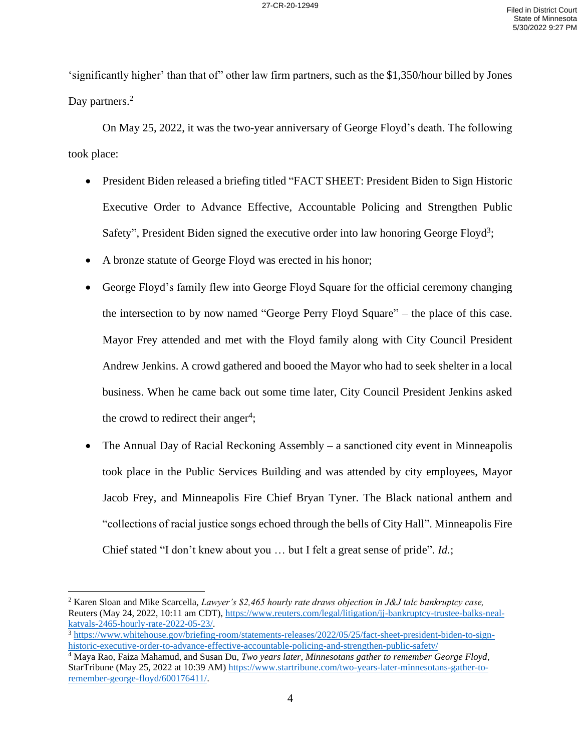'significantly higher' than that of" other law firm partners, such as the $1,350/hour billed by Jones Day partners.[2]

On May 25, 2022, it was the two-year anniversary of George Floyd's death. The following took place:

- President Biden released a briefing titled "FACT SHEET: President Biden to Sign Historic Executive Order to Advance Effective, Accountable Policing and Strengthen Public Safety", President Biden signed the executive order into law honoring George Floyd[3];
- A bronze statute of George Floyd was erected in his honor;
- George Floyd's family flew into George Floyd Square for the official ceremony changing the intersection to by now named "George Perry Floyd Square" – the place of this case. Mayor Frey attended and met with the Floyd family along with City Council President Andrew Jenkins. A crowd gathered and booed the Mayor who had to seek shelter in a local business. When he came back out some time later, City Council President Jenkins asked the crowd to redirect their anger[4];
- The Annual Day of Racial Reckoning Assembly – a sanctioned city event in Minneapolis took place in the Public Services Building and was attended by city employees, Mayor Jacob Frey, and Minneapolis Fire Chief Bryan Tyner. The Black national anthem and "collections of racial justice songs echoed through the bells of City Hall". Minneapolis Fire Chief stated "I don't knew about you … but I felt a great sense of pride". *Id.*;

---

[2] Karen Sloan and Mike Scarcella, *Lawyer's $2,465 hourly rate draws objection in J&J talc bankruptcy case*, Reuters (May 24, 2022, 10:11 am CDT), https://www.reuters.com/legal/litigation/jj-bankruptcy-trustee-balks-neal-katyals-2465-hourly-rate-2022-05-23/.

[3] https://www.whitehouse.gov/briefing-room/statements-releases/2022/05/25/fact-sheet-president-biden-to-sign-historic-executive-order-to-advance-effective-accountable-policing-and-strengthen-public-safety/

[4] Maya Rao, Faiza Mahamud, and Susan Du, *Two years later, Minnesotans gather to remember George Floyd*, StarTribune (May 25, 2022 at 10:39 AM) https://www.startribune.com/two-years-later-minnesotans-gather-to-remember-george-floyd/600176411/.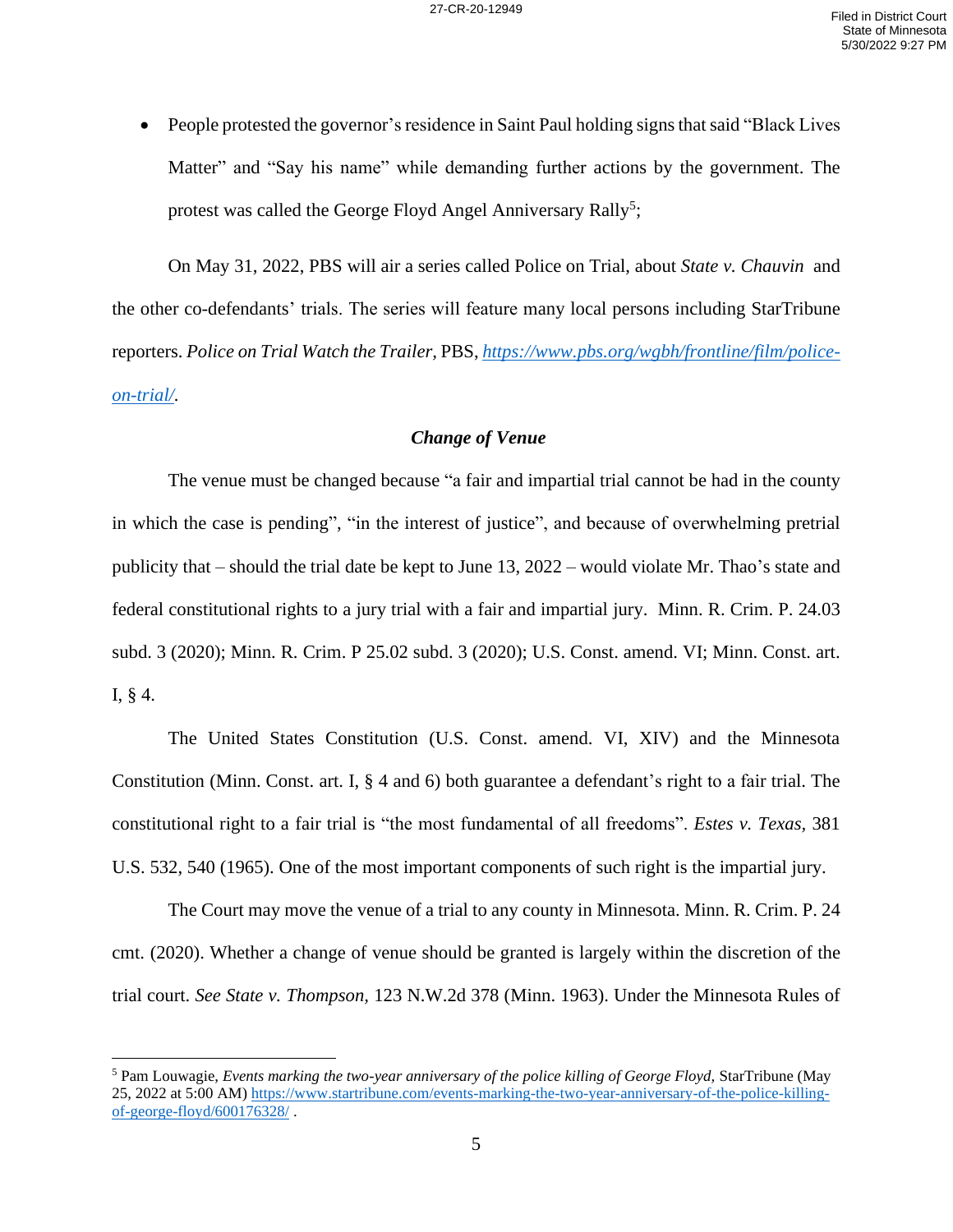- People protested the governor's residence in Saint Paul holding signs that said "Black Lives Matter" and "Say his name" while demanding further actions by the government. The protest was called the George Floyd Angel Anniversary Rally[5];

On May 31, 2022, PBS will air a series called Police on Trial, about *State v. Chauvin* and the other co-defendants' trials. The series will feature many local persons including StarTribune reporters. *Police on Trial Watch the Trailer*, PBS, [https://www.pbs.org/wgbh/frontline/film/police-on-trial/](https://www.pbs.org/wgbh/frontline/film/police-on-trial/).

### *Change of Venue*

The venue must be changed because "a fair and impartial trial cannot be had in the county in which the case is pending", "in the interest of justice", and because of overwhelming pretrial publicity that – should the trial date be kept to June 13, 2022 – would violate Mr. Thao's state and federal constitutional rights to a jury trial with a fair and impartial jury. Minn. R. Crim. P. 24.03 subd. 3 (2020); Minn. R. Crim. P 25.02 subd. 3 (2020); U.S. Const. amend. VI; Minn. Const. art. I, § 4.

The United States Constitution (U.S. Const. amend. VI, XIV) and the Minnesota Constitution (Minn. Const. art. I, § 4 and 6) both guarantee a defendant's right to a fair trial. The constitutional right to a fair trial is "the most fundamental of all freedoms". *Estes v. Texas*, 381 U.S. 532, 540 (1965). One of the most important components of such right is the impartial jury.

The Court may move the venue of a trial to any county in Minnesota. Minn. R. Crim. P. 24 cmt. (2020). Whether a change of venue should be granted is largely within the discretion of the trial court. *See State v. Thompson*, 123 N.W.2d 378 (Minn. 1963). Under the Minnesota Rules of

---

[5] Pam Louwagie, *Events marking the two-year anniversary of the police killing of George Floyd*, StarTribune (May 25, 2022 at 5:00 AM) [https://www.startribune.com/events-marking-the-two-year-anniversary-of-the-police-killing-of-george-floyd/600176328/](https://www.startribune.com/events-marking-the-two-year-anniversary-of-the-police-killing-of-george-floyd/600176328/) .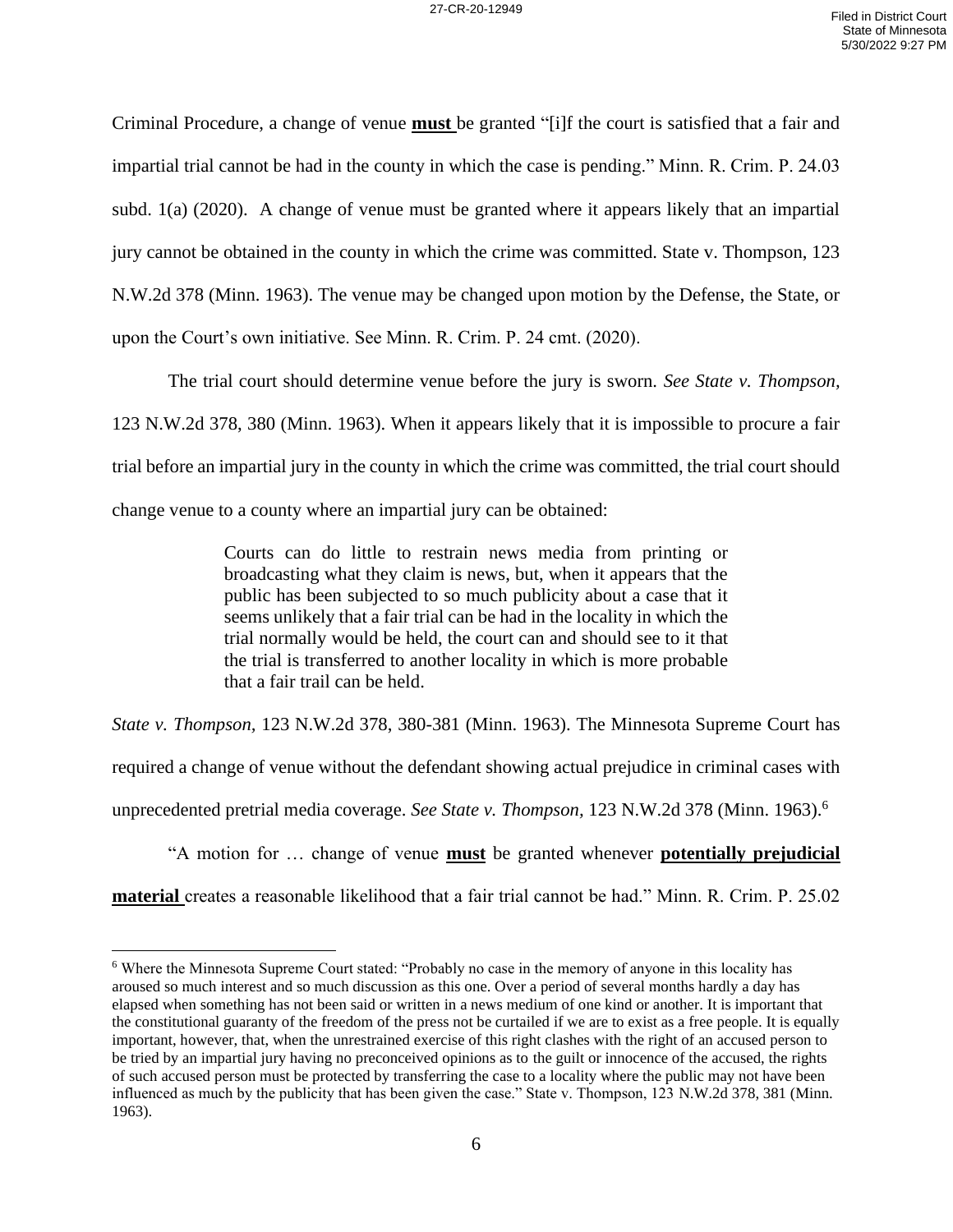Criminal Procedure, a change of venue **must** be granted "[i]f the court is satisfied that a fair and impartial trial cannot be had in the county in which the case is pending." Minn. R. Crim. P. 24.03 subd. 1(a) (2020). A change of venue must be granted where it appears likely that an impartial jury cannot be obtained in the county in which the crime was committed. State v. Thompson, 123 N.W.2d 378 (Minn. 1963). The venue may be changed upon motion by the Defense, the State, or upon the Court's own initiative. See Minn. R. Crim. P. 24 cmt. (2020).

The trial court should determine venue before the jury is sworn. *See State v. Thompson,* 123 N.W.2d 378, 380 (Minn. 1963). When it appears likely that it is impossible to procure a fair trial before an impartial jury in the county in which the crime was committed, the trial court should change venue to a county where an impartial jury can be obtained:

> Courts can do little to restrain news media from printing or broadcasting what they claim is news, but, when it appears that the public has been subjected to so much publicity about a case that it seems unlikely that a fair trial can be had in the locality in which the trial normally would be held, the court can and should see to it that the trial is transferred to another locality in which is more probable that a fair trail can be held.

*State v. Thompson,* 123 N.W.2d 378, 380-381 (Minn. 1963). The Minnesota Supreme Court has required a change of venue without the defendant showing actual prejudice in criminal cases with unprecedented pretrial media coverage. *See State v. Thompson,* 123 N.W.2d 378 (Minn. 1963).[6]

"A motion for … change of venue **must** be granted whenever **potentially prejudicial material** creates a reasonable likelihood that a fair trial cannot be had." Minn. R. Crim. P. 25.02

---

[6] Where the Minnesota Supreme Court stated: "Probably no case in the memory of anyone in this locality has aroused so much interest and so much discussion as this one. Over a period of several months hardly a day has elapsed when something has not been said or written in a news medium of one kind or another. It is important that the constitutional guaranty of the freedom of the press not be curtailed if we are to exist as a free people. It is equally important, however, that, when the unrestrained exercise of this right clashes with the right of an accused person to be tried by an impartial jury having no preconceived opinions as to the guilt or innocence of the accused, the rights of such accused person must be protected by transferring the case to a locality where the public may not have been influenced as much by the publicity that has been given the case." State v. Thompson, 123 N.W.2d 378, 381 (Minn. 1963).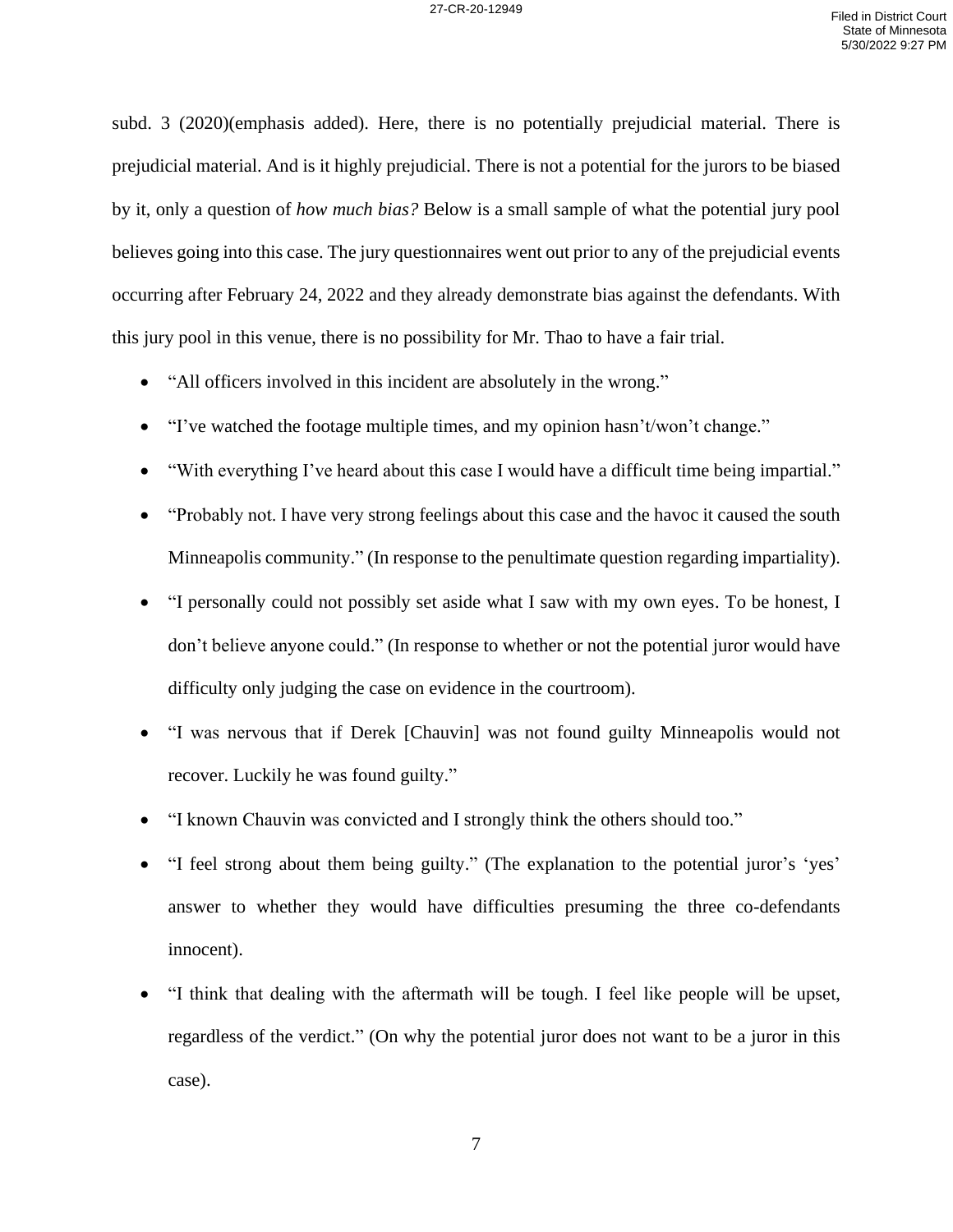subd. 3 (2020)(emphasis added). Here, there is no potentially prejudicial material. There is prejudicial material. And is it highly prejudicial. There is not a potential for the jurors to be biased by it, only a question of *how much bias?* Below is a small sample of what the potential jury pool believes going into this case. The jury questionnaires went out prior to any of the prejudicial events occurring after February 24, 2022 and they already demonstrate bias against the defendants. With this jury pool in this venue, there is no possibility for Mr. Thao to have a fair trial.

- "All officers involved in this incident are absolutely in the wrong."
- "I've watched the footage multiple times, and my opinion hasn't/won't change."
- "With everything I've heard about this case I would have a difficult time being impartial."
- "Probably not. I have very strong feelings about this case and the havoc it caused the south Minneapolis community." (In response to the penultimate question regarding impartiality).
- "I personally could not possibly set aside what I saw with my own eyes. To be honest, I don't believe anyone could." (In response to whether or not the potential juror would have difficulty only judging the case on evidence in the courtroom).
- "I was nervous that if Derek [Chauvin] was not found guilty Minneapolis would not recover. Luckily he was found guilty."
- "I known Chauvin was convicted and I strongly think the others should too."
- "I feel strong about them being guilty." (The explanation to the potential juror's 'yes' answer to whether they would have difficulties presuming the three co-defendants innocent).
- "I think that dealing with the aftermath will be tough. I feel like people will be upset, regardless of the verdict." (On why the potential juror does not want to be a juror in this case).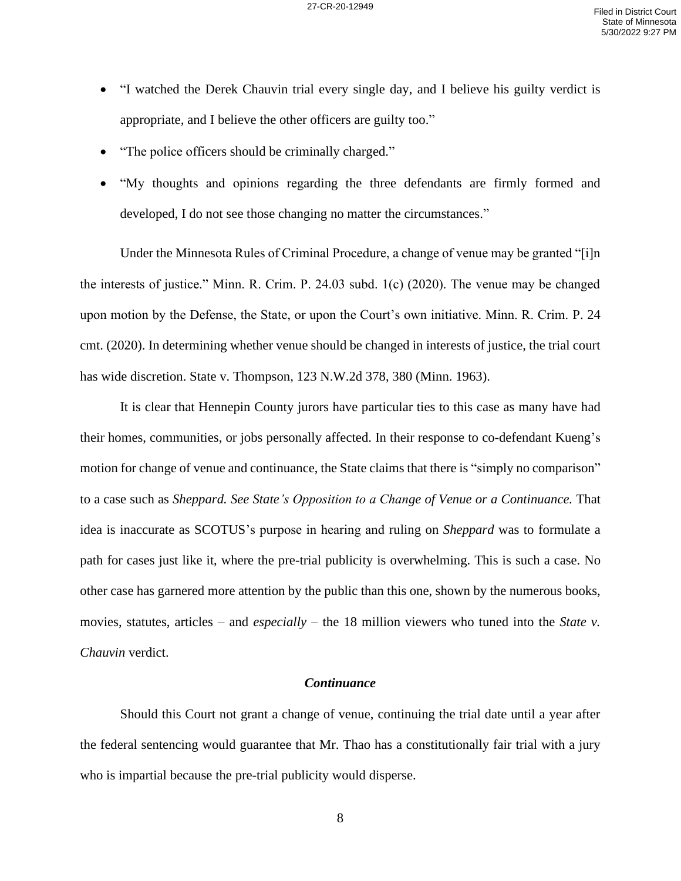- "I watched the Derek Chauvin trial every single day, and I believe his guilty verdict is appropriate, and I believe the other officers are guilty too."
- "The police officers should be criminally charged."
- "My thoughts and opinions regarding the three defendants are firmly formed and developed, I do not see those changing no matter the circumstances."

Under the Minnesota Rules of Criminal Procedure, a change of venue may be granted "[i]n the interests of justice." Minn. R. Crim. P. 24.03 subd. 1(c) (2020). The venue may be changed upon motion by the Defense, the State, or upon the Court's own initiative. Minn. R. Crim. P. 24 cmt. (2020). In determining whether venue should be changed in interests of justice, the trial court has wide discretion. State v. Thompson, 123 N.W.2d 378, 380 (Minn. 1963).

It is clear that Hennepin County jurors have particular ties to this case as many have had their homes, communities, or jobs personally affected. In their response to co-defendant Kueng's motion for change of venue and continuance, the State claims that there is "simply no comparison" to a case such as *Sheppard. See State's Opposition to a Change of Venue or a Continuance.* That idea is inaccurate as SCOTUS's purpose in hearing and ruling on *Sheppard* was to formulate a path for cases just like it, where the pre-trial publicity is overwhelming. This is such a case. No other case has garnered more attention by the public than this one, shown by the numerous books, movies, statutes, articles – and *especially* – the 18 million viewers who tuned into the *State v. Chauvin* verdict.

### *Continuance*

Should this Court not grant a change of venue, continuing the trial date until a year after the federal sentencing would guarantee that Mr. Thao has a constitutionally fair trial with a jury who is impartial because the pre-trial publicity would disperse.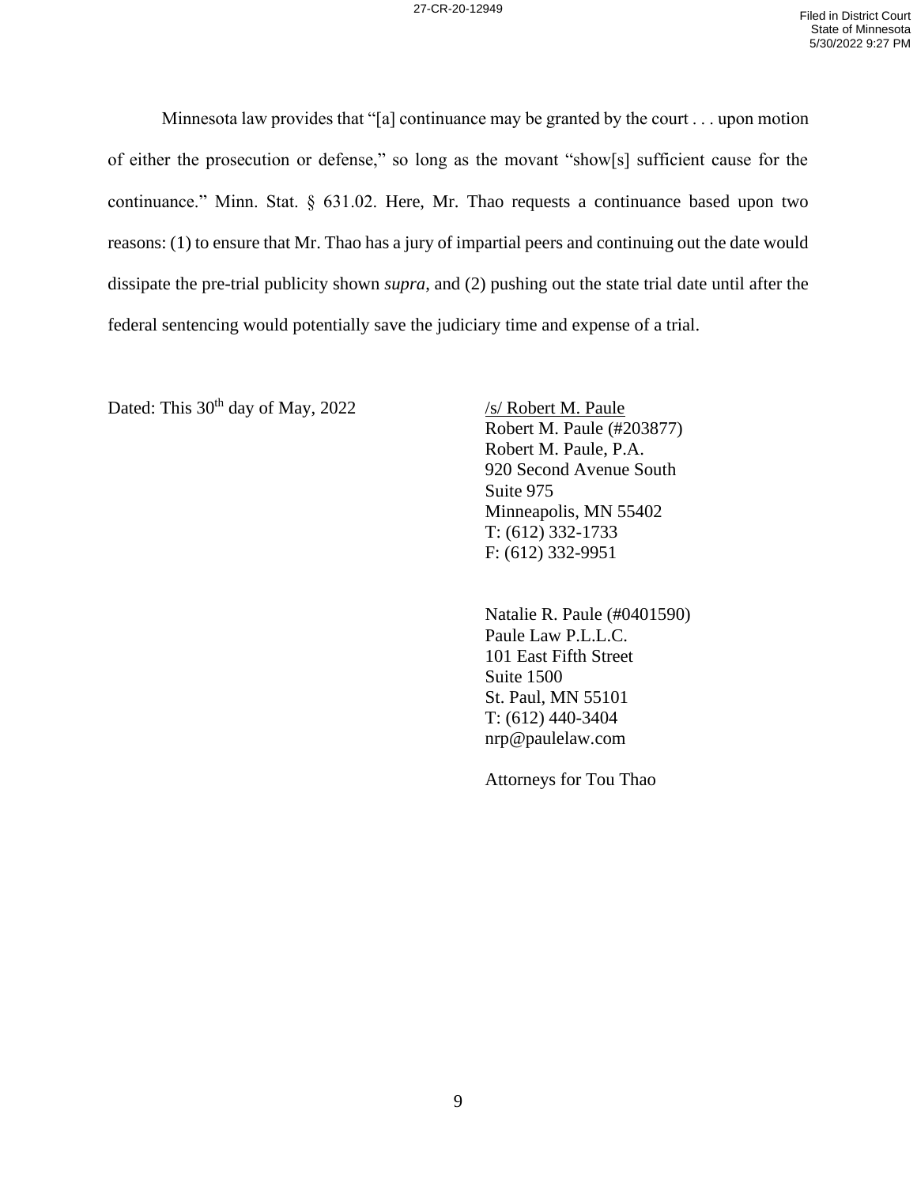Minnesota law provides that "[a] continuance may be granted by the court . . . upon motion of either the prosecution or defense," so long as the movant "show[s] sufficient cause for the continuance." Minn. Stat. § 631.02. Here, Mr. Thao requests a continuance based upon two reasons: (1) to ensure that Mr. Thao has a jury of impartial peers and continuing out the date would dissipate the pre-trial publicity shown *supra*, and (2) pushing out the state trial date until after the federal sentencing would potentially save the judiciary time and expense of a trial.

Dated: This 30th day of May, 2022

/s/ Robert M. Paule
Robert M. Paule (#203877)
Robert M. Paule, P.A.
920 Second Avenue South
Suite 975
Minneapolis, MN 55402
T: (612) 332-1733
F: (612) 332-9951

Natalie R. Paule (#0401590)
Paule Law P.L.L.C.
101 East Fifth Street
Suite 1500
St. Paul, MN 55101
T: (612) 440-3404
nrp@paulelaw.com

Attorneys for Tou Thao